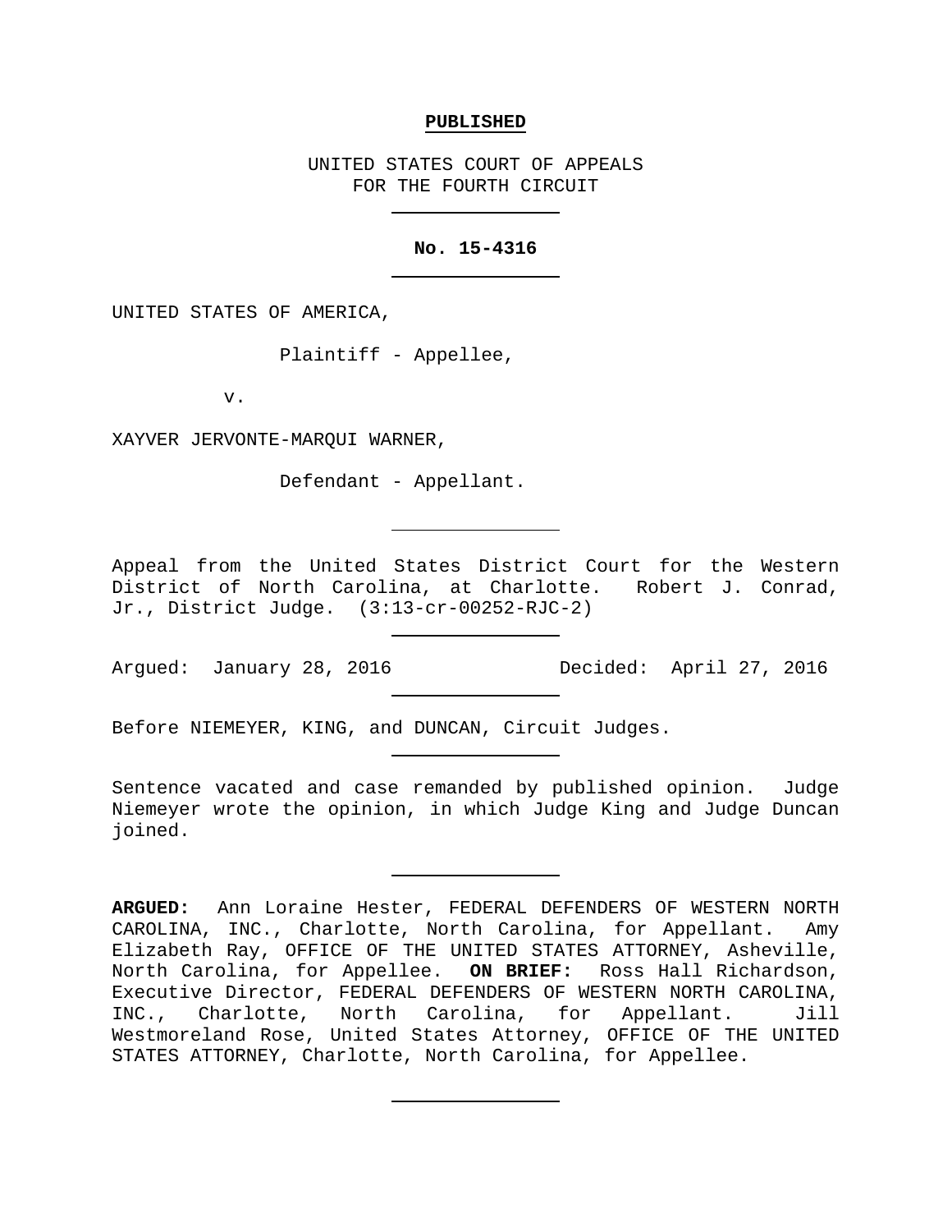**PUBLISHED**

UNITED STATES COURT OF APPEALS
FOR THE FOURTH CIRCUIT

---

**No. 15-4316**

---

UNITED STATES OF AMERICA,

Plaintiff - Appellee,

v.

XAYVER JERVONTE-MARQUI WARNER,

Defendant - Appellant.

---

Appeal from the United States District Court for the Western District of North Carolina, at Charlotte. Robert J. Conrad, Jr., District Judge. (3:13-cr-00252-RJC-2)

---

Argued: January 28, 2016 Decided: April 27, 2016

---

Before NIEMEYER, KING, and DUNCAN, Circuit Judges.

---

Sentence vacated and case remanded by published opinion. Judge Niemeyer wrote the opinion, in which Judge King and Judge Duncan joined.

---

**ARGUED:** Ann Loraine Hester, FEDERAL DEFENDERS OF WESTERN NORTH CAROLINA, INC., Charlotte, North Carolina, for Appellant. Amy Elizabeth Ray, OFFICE OF THE UNITED STATES ATTORNEY, Asheville, North Carolina, for Appellee. **ON BRIEF:** Ross Hall Richardson, Executive Director, FEDERAL DEFENDERS OF WESTERN NORTH CAROLINA, INC., Charlotte, North Carolina, for Appellant. Jill Westmoreland Rose, United States Attorney, OFFICE OF THE UNITED STATES ATTORNEY, Charlotte, North Carolina, for Appellee.

---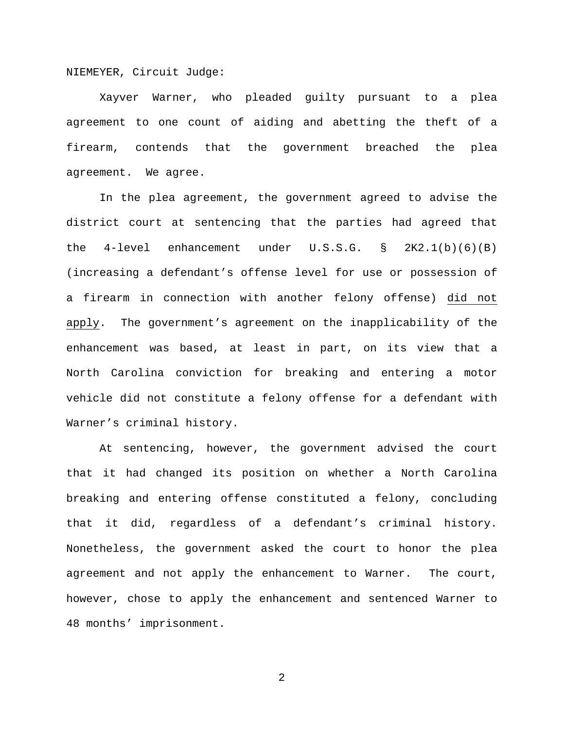NIEMEYER, Circuit Judge:

Xayver Warner, who pleaded guilty pursuant to a plea agreement to one count of aiding and abetting the theft of a firearm, contends that the government breached the plea agreement. We agree.

In the plea agreement, the government agreed to advise the district court at sentencing that the parties had agreed that the 4-level enhancement under U.S.S.G. § 2K2.1(b)(6)(B) (increasing a defendant's offense level for use or possession of a firearm in connection with another felony offense) <u>did not apply</u>. The government's agreement on the inapplicability of the enhancement was based, at least in part, on its view that a North Carolina conviction for breaking and entering a motor vehicle did not constitute a felony offense for a defendant with Warner's criminal history.

At sentencing, however, the government advised the court that it had changed its position on whether a North Carolina breaking and entering offense constituted a felony, concluding that it did, regardless of a defendant's criminal history. Nonetheless, the government asked the court to honor the plea agreement and not apply the enhancement to Warner. The court, however, chose to apply the enhancement and sentenced Warner to 48 months' imprisonment.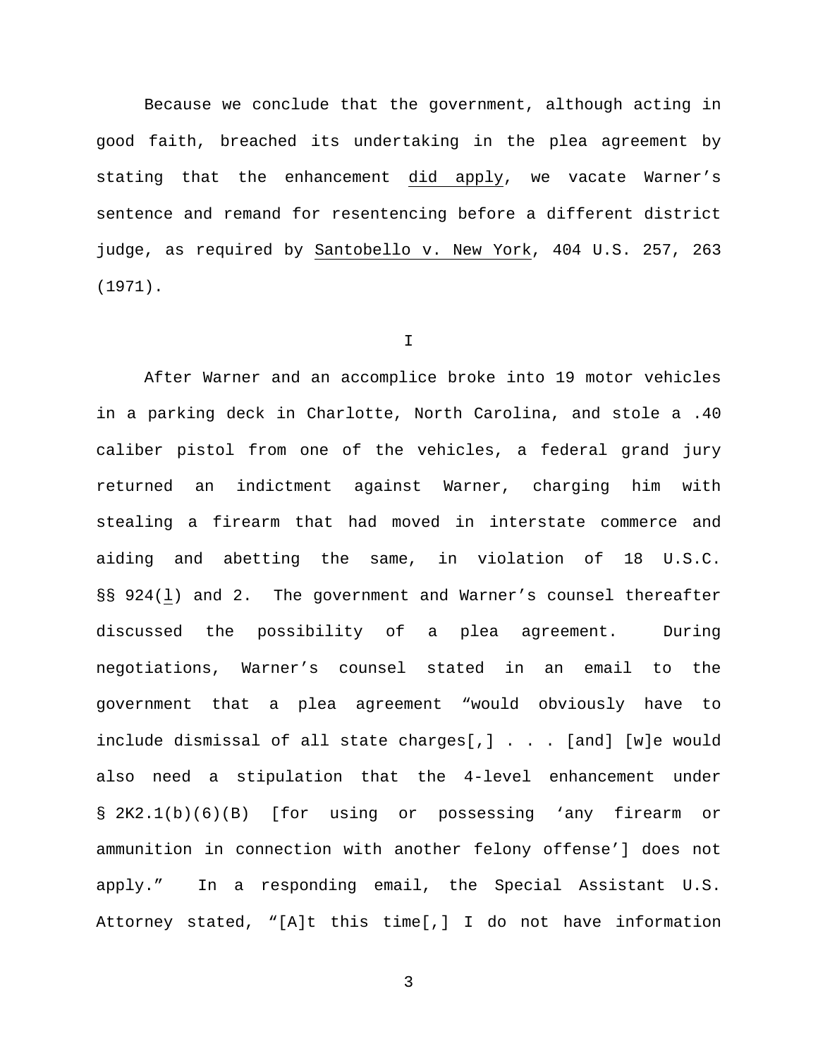Because we conclude that the government, although acting in good faith, breached its undertaking in the plea agreement by stating that the enhancement _did apply_, we vacate Warner's sentence and remand for resentencing before a different district judge, as required by _Santobello v. New York_, 404 U.S. 257, 263 (1971).

## I

After Warner and an accomplice broke into 19 motor vehicles in a parking deck in Charlotte, North Carolina, and stole a .40 caliber pistol from one of the vehicles, a federal grand jury returned an indictment against Warner, charging him with stealing a firearm that had moved in interstate commerce and aiding and abetting the same, in violation of 18 U.S.C. §§ 924(_l_) and 2. The government and Warner's counsel thereafter discussed the possibility of a plea agreement. During negotiations, Warner's counsel stated in an email to the government that a plea agreement "would obviously have to include dismissal of all state charges[,] . . . [and] [w]e would also need a stipulation that the 4-level enhancement under § 2K2.1(b)(6)(B) [for using or possessing 'any firearm or ammunition in connection with another felony offense'] does not apply." In a responding email, the Special Assistant U.S. Attorney stated, "[A]t this time[,] I do not have information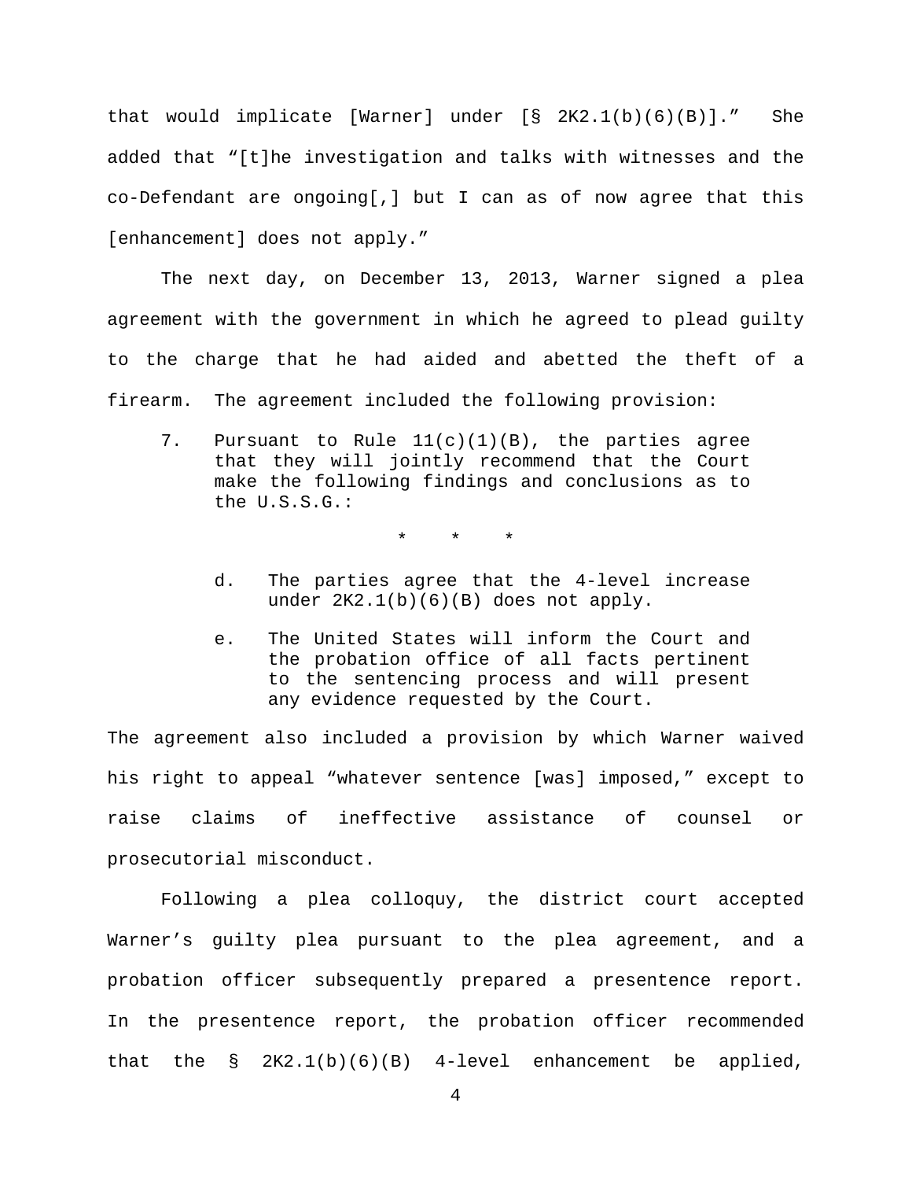that would implicate [Warner] under [§ 2K2.1(b)(6)(B)]." She added that "[t]he investigation and talks with witnesses and the co-Defendant are ongoing[,] but I can as of now agree that this [enhancement] does not apply."

The next day, on December 13, 2013, Warner signed a plea agreement with the government in which he agreed to plead guilty to the charge that he had aided and abetted the theft of a firearm. The agreement included the following provision:

> 7. Pursuant to Rule 11(c)(1)(B), the parties agree that they will jointly recommend that the Court make the following findings and conclusions as to the U.S.S.G.:
>
> \* \* \*
>
> d. The parties agree that the 4-level increase under 2K2.1(b)(6)(B) does not apply.
>
> e. The United States will inform the Court and the probation office of all facts pertinent to the sentencing process and will present any evidence requested by the Court.

The agreement also included a provision by which Warner waived his right to appeal "whatever sentence [was] imposed," except to raise claims of ineffective assistance of counsel or prosecutorial misconduct.

Following a plea colloquy, the district court accepted Warner's guilty plea pursuant to the plea agreement, and a probation officer subsequently prepared a presentence report. In the presentence report, the probation officer recommended that the § 2K2.1(b)(6)(B) 4-level enhancement be applied,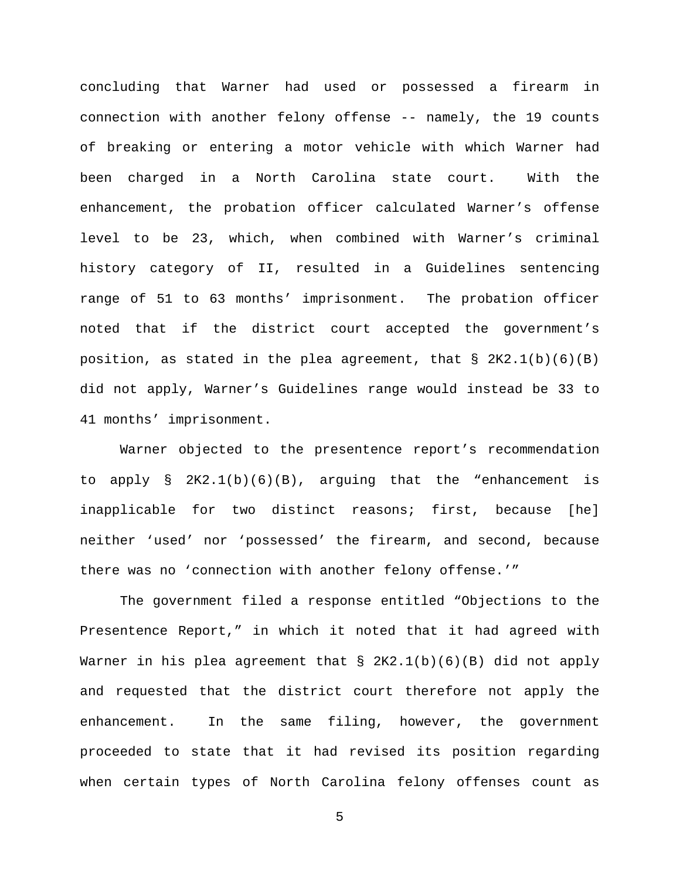concluding that Warner had used or possessed a firearm in connection with another felony offense -- namely, the 19 counts of breaking or entering a motor vehicle with which Warner had been charged in a North Carolina state court. With the enhancement, the probation officer calculated Warner's offense level to be 23, which, when combined with Warner's criminal history category of II, resulted in a Guidelines sentencing range of 51 to 63 months' imprisonment. The probation officer noted that if the district court accepted the government's position, as stated in the plea agreement, that § 2K2.1(b)(6)(B) did not apply, Warner's Guidelines range would instead be 33 to 41 months' imprisonment.

Warner objected to the presentence report's recommendation to apply § 2K2.1(b)(6)(B), arguing that the "enhancement is inapplicable for two distinct reasons; first, because [he] neither 'used' nor 'possessed' the firearm, and second, because there was no 'connection with another felony offense.'"

The government filed a response entitled "Objections to the Presentence Report," in which it noted that it had agreed with Warner in his plea agreement that § 2K2.1(b)(6)(B) did not apply and requested that the district court therefore not apply the enhancement. In the same filing, however, the government proceeded to state that it had revised its position regarding when certain types of North Carolina felony offenses count as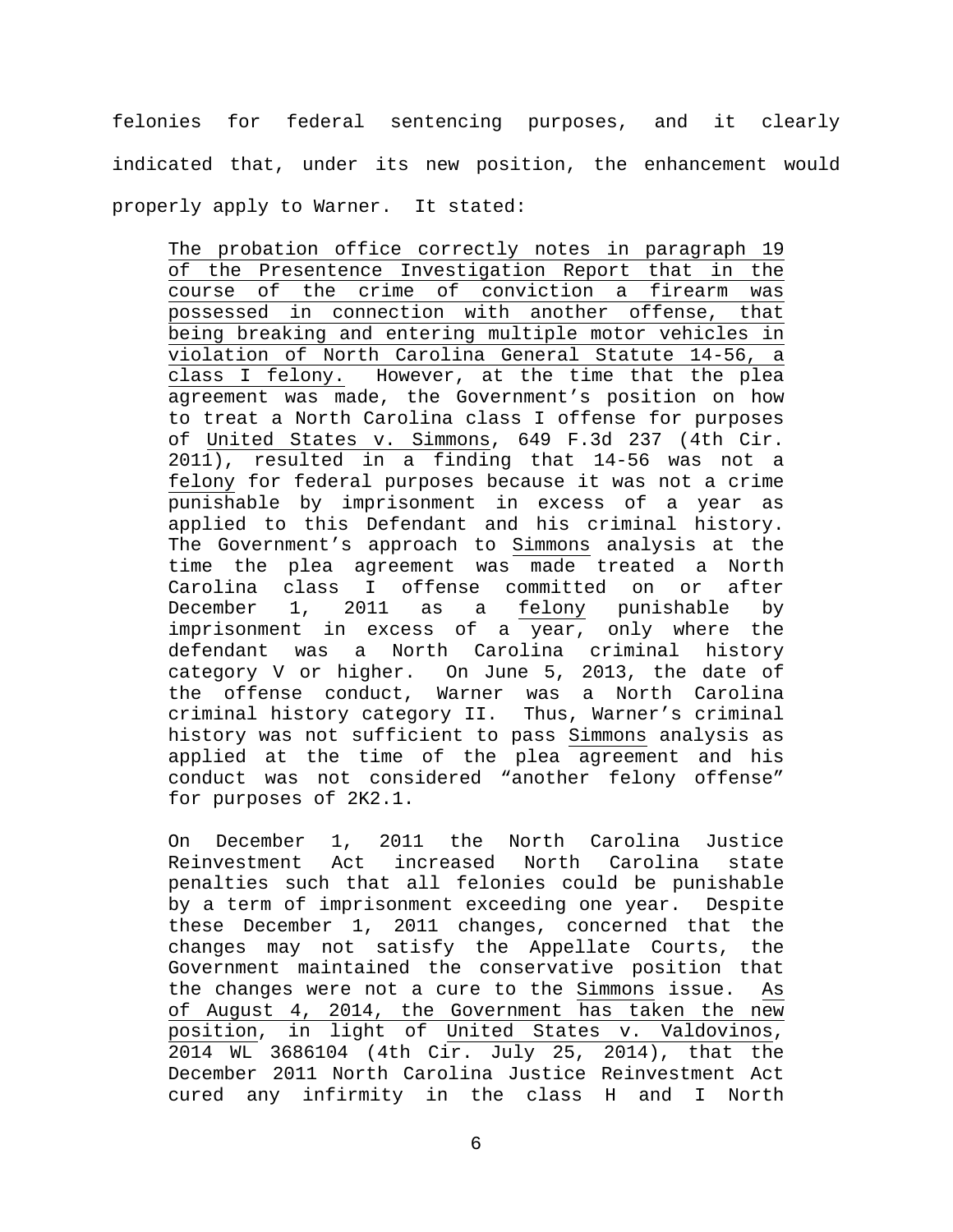felonies for federal sentencing purposes, and it clearly indicated that, under its new position, the enhancement would properly apply to Warner. It stated:

> <u>The probation office correctly notes in paragraph 19 of the Presentence Investigation Report that in the course of the crime of conviction a firearm was possessed in connection with another offense, that being breaking and entering multiple motor vehicles in violation of North Carolina General Statute 14-56, a class I felony.</u> However, at the time that the plea agreement was made, the Government's position on how to treat a North Carolina class I offense for purposes of <u>United States v. Simmons</u>, 649 F.3d 237 (4th Cir. 2011), resulted in a finding that 14-56 was not a <u>felony</u> for federal purposes because it was not a crime punishable by imprisonment in excess of a year as applied to this Defendant and his criminal history. The Government's approach to <u>Simmons</u> analysis at the time the plea agreement was made treated a North Carolina class I offense committed on or after December 1, 2011 as a <u>felony</u> punishable by imprisonment in excess of a year, only where the defendant was a North Carolina criminal history category V or higher. On June 5, 2013, the date of the offense conduct, Warner was a North Carolina criminal history category II. Thus, Warner's criminal history was not sufficient to pass <u>Simmons</u> analysis as applied at the time of the plea agreement and his conduct was not considered "another felony offense" for purposes of 2K2.1.
>
> On December 1, 2011 the North Carolina Justice Reinvestment Act increased North Carolina state penalties such that all felonies could be punishable by a term of imprisonment exceeding one year. Despite these December 1, 2011 changes, concerned that the changes may not satisfy the Appellate Courts, the Government maintained the conservative position that the changes were not a cure to the <u>Simmons</u> issue. <u>As of August 4, 2014, the Government has taken the new position</u>, in light of <u>United States v. Valdovinos</u>, 2014 WL 3686104 (4th Cir. July 25, 2014), that the December 2011 North Carolina Justice Reinvestment Act cured any infirmity in the class H and I North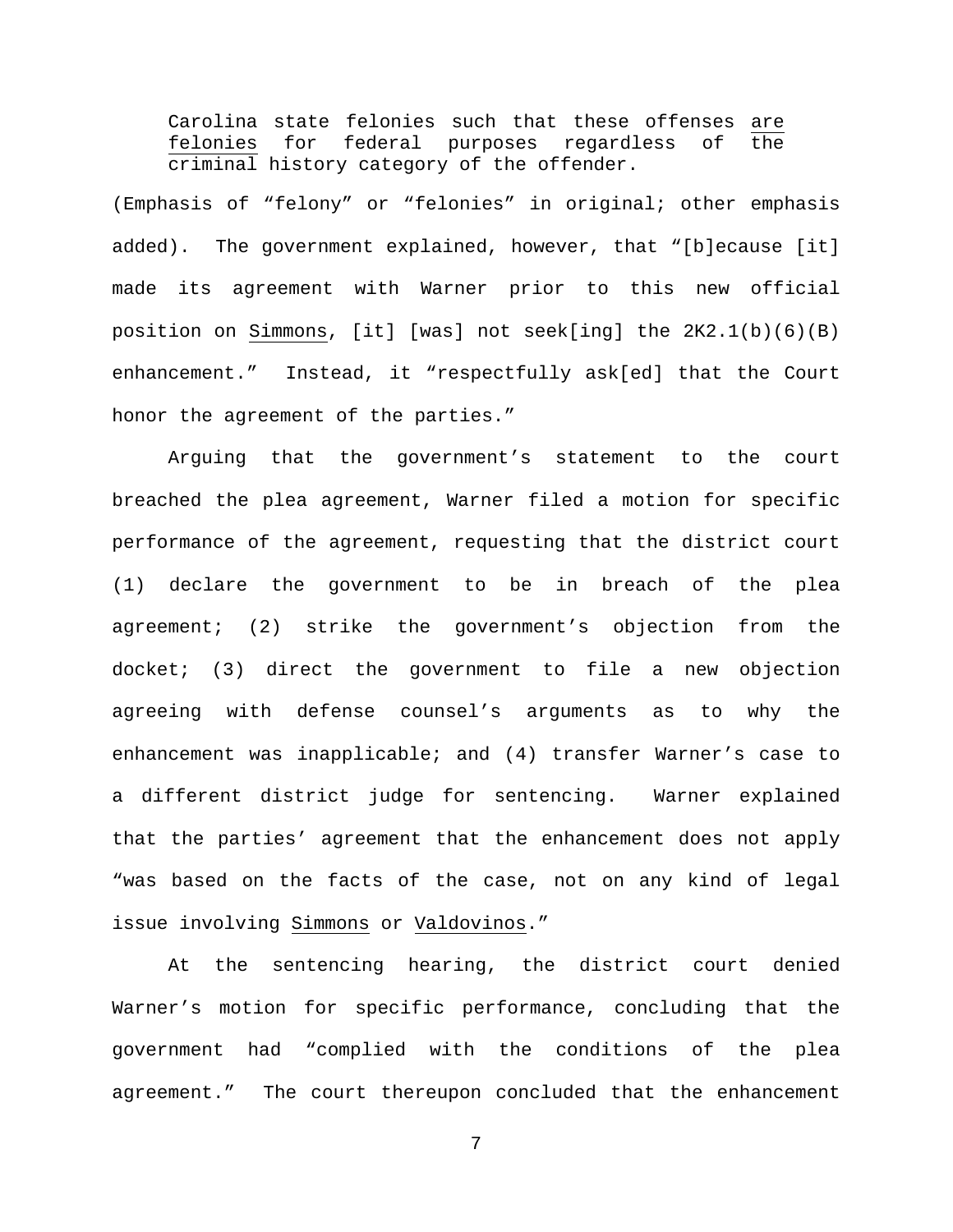> Carolina state felonies such that these offenses <u>are felonies</u> for federal purposes regardless of the criminal history category of the offender.

(Emphasis of "felony" or "felonies" in original; other emphasis added). The government explained, however, that "[b]ecause [it] made its agreement with Warner prior to this new official position on Simmons, [it] [was] not seek[ing] the 2K2.1(b)(6)(B) enhancement." Instead, it "respectfully ask[ed] that the Court honor the agreement of the parties."

Arguing that the government's statement to the court breached the plea agreement, Warner filed a motion for specific performance of the agreement, requesting that the district court (1) declare the government to be in breach of the plea agreement; (2) strike the government's objection from the docket; (3) direct the government to file a new objection agreeing with defense counsel's arguments as to why the enhancement was inapplicable; and (4) transfer Warner's case to a different district judge for sentencing. Warner explained that the parties' agreement that the enhancement does not apply "was based on the facts of the case, not on any kind of legal issue involving Simmons or Valdovinos."

At the sentencing hearing, the district court denied Warner's motion for specific performance, concluding that the government had "complied with the conditions of the plea agreement." The court thereupon concluded that the enhancement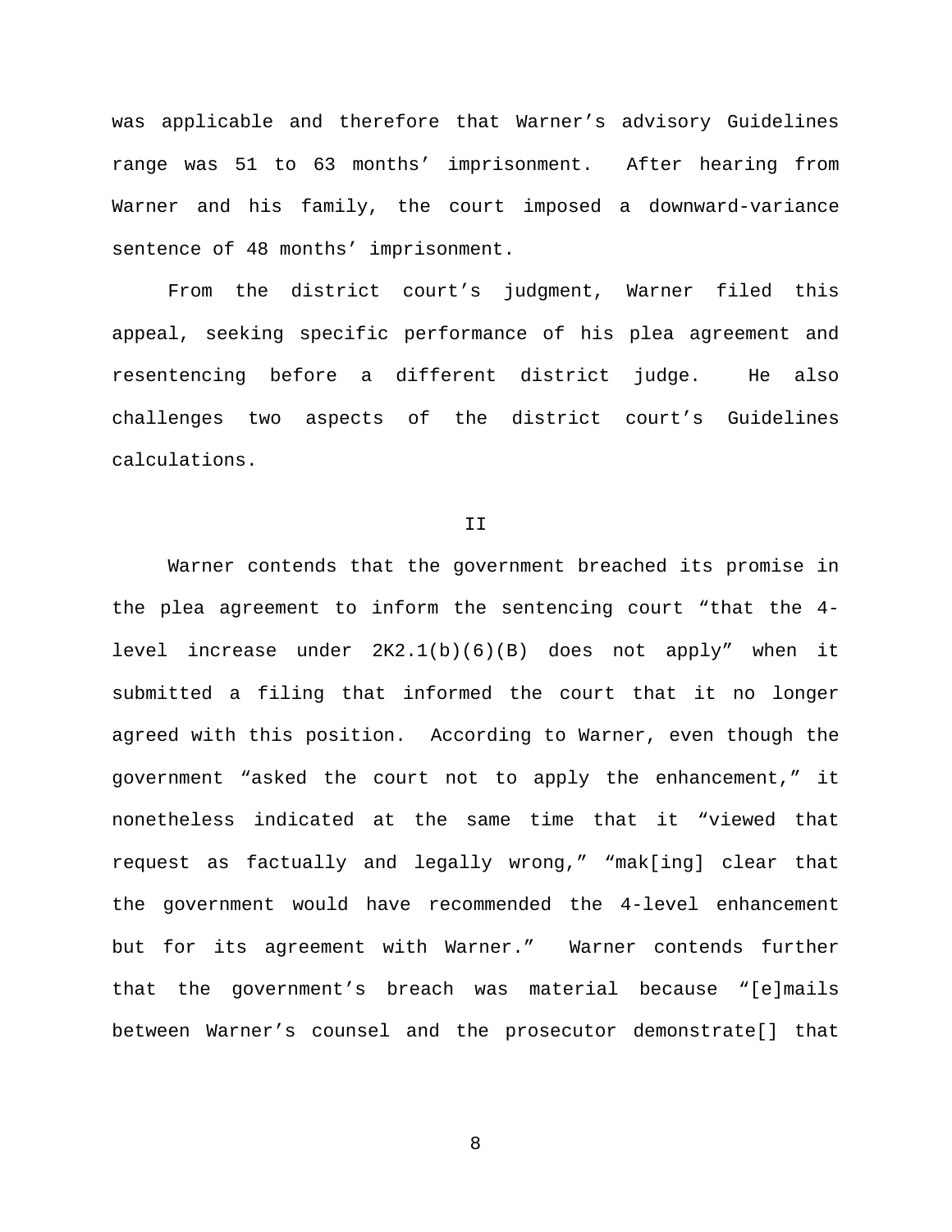was applicable and therefore that Warner's advisory Guidelines range was 51 to 63 months' imprisonment. After hearing from Warner and his family, the court imposed a downward-variance sentence of 48 months' imprisonment.

From the district court's judgment, Warner filed this appeal, seeking specific performance of his plea agreement and resentencing before a different district judge. He also challenges two aspects of the district court's Guidelines calculations.

## II

Warner contends that the government breached its promise in the plea agreement to inform the sentencing court "that the 4-level increase under 2K2.1(b)(6)(B) does not apply" when it submitted a filing that informed the court that it no longer agreed with this position. According to Warner, even though the government "asked the court not to apply the enhancement," it nonetheless indicated at the same time that it "viewed that request as factually and legally wrong," "mak[ing] clear that the government would have recommended the 4-level enhancement but for its agreement with Warner." Warner contends further that the government's breach was material because "[e]mails between Warner's counsel and the prosecutor demonstrate[] that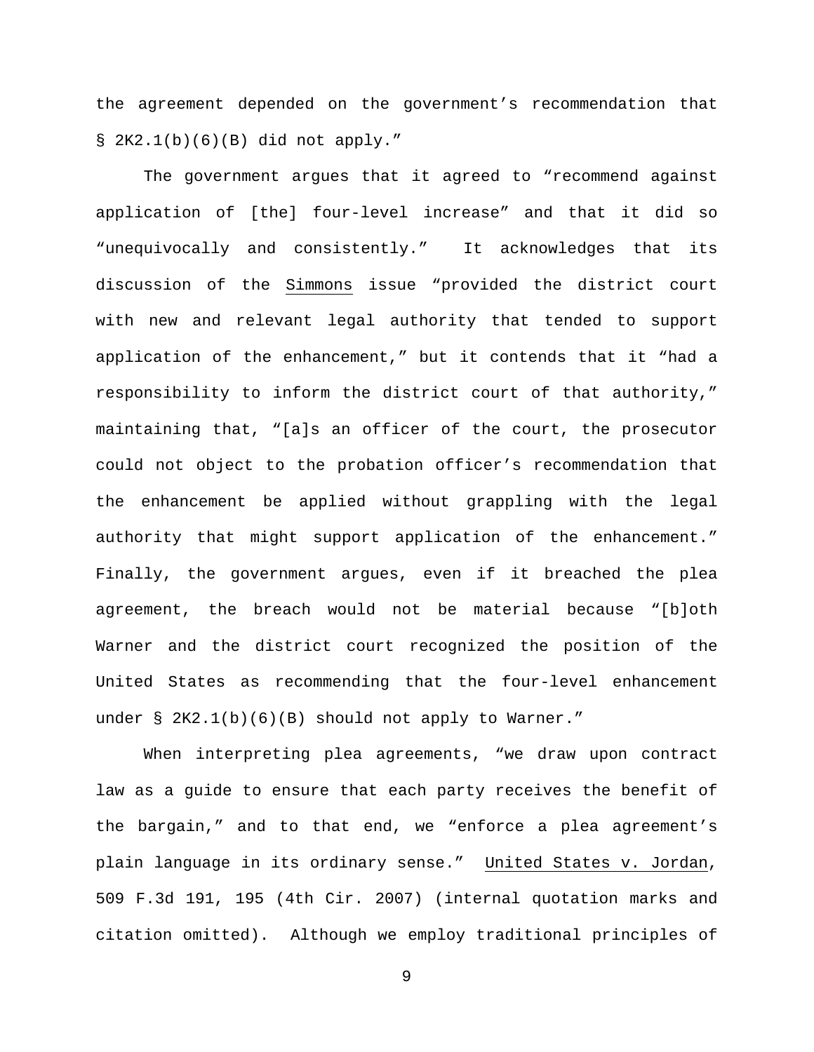the agreement depended on the government's recommendation that § 2K2.1(b)(6)(B) did not apply."

The government argues that it agreed to "recommend against application of [the] four-level increase" and that it did so "unequivocally and consistently." It acknowledges that its discussion of the Simmons issue "provided the district court with new and relevant legal authority that tended to support application of the enhancement," but it contends that it "had a responsibility to inform the district court of that authority," maintaining that, "[a]s an officer of the court, the prosecutor could not object to the probation officer's recommendation that the enhancement be applied without grappling with the legal authority that might support application of the enhancement." Finally, the government argues, even if it breached the plea agreement, the breach would not be material because "[b]oth Warner and the district court recognized the position of the United States as recommending that the four-level enhancement under § 2K2.1(b)(6)(B) should not apply to Warner."

When interpreting plea agreements, "we draw upon contract law as a guide to ensure that each party receives the benefit of the bargain," and to that end, we "enforce a plea agreement's plain language in its ordinary sense." United States v. Jordan, 509 F.3d 191, 195 (4th Cir. 2007) (internal quotation marks and citation omitted). Although we employ traditional principles of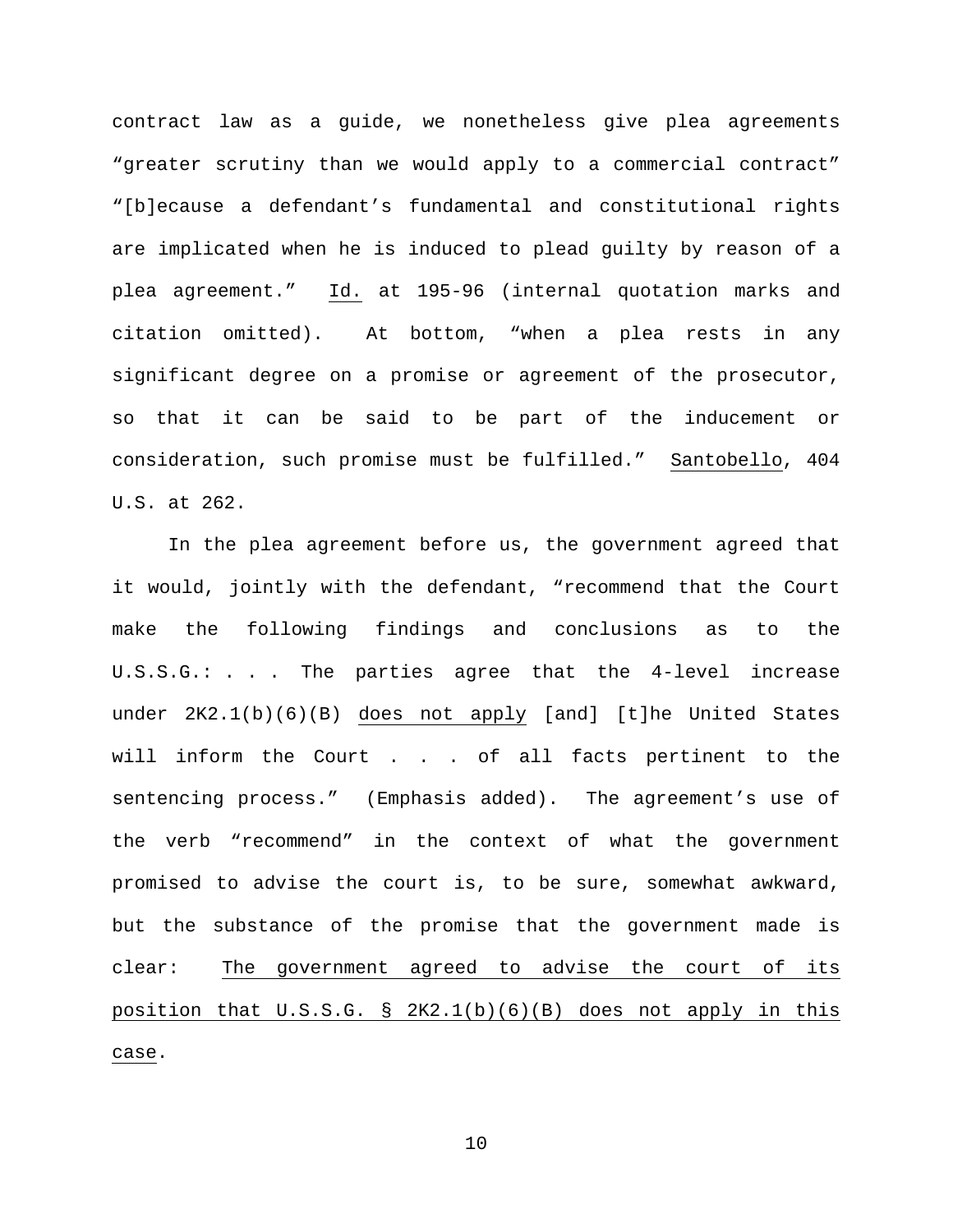contract law as a guide, we nonetheless give plea agreements "greater scrutiny than we would apply to a commercial contract" "[b]ecause a defendant's fundamental and constitutional rights are implicated when he is induced to plead guilty by reason of a plea agreement." Id. at 195-96 (internal quotation marks and citation omitted). At bottom, "when a plea rests in any significant degree on a promise or agreement of the prosecutor, so that it can be said to be part of the inducement or consideration, such promise must be fulfilled." Santobello, 404 U.S. at 262.

In the plea agreement before us, the government agreed that it would, jointly with the defendant, "recommend that the Court make the following findings and conclusions as to the U.S.S.G.: . . . The parties agree that the 4-level increase under 2K2.1(b)(6)(B) does not apply [and] [t]he United States will inform the Court . . . of all facts pertinent to the sentencing process." (Emphasis added). The agreement's use of the verb "recommend" in the context of what the government promised to advise the court is, to be sure, somewhat awkward, but the substance of the promise that the government made is clear: The government agreed to advise the court of its position that U.S.S.G. § 2K2.1(b)(6)(B) does not apply in this case.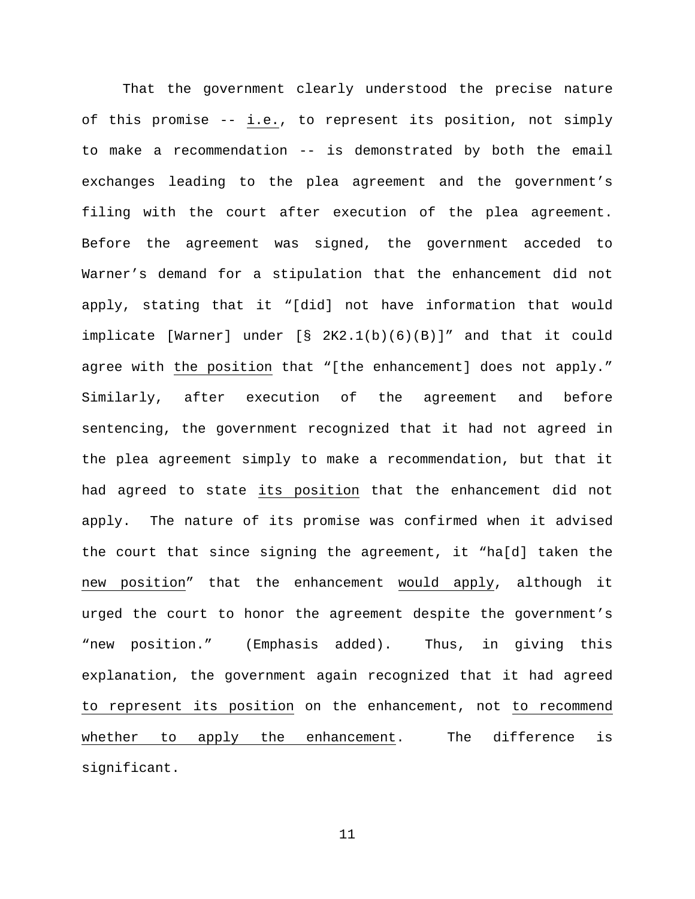That the government clearly understood the precise nature of this promise -- _i.e._, to represent its position, not simply to make a recommendation -- is demonstrated by both the email exchanges leading to the plea agreement and the government's filing with the court after execution of the plea agreement. Before the agreement was signed, the government acceded to Warner's demand for a stipulation that the enhancement did not apply, stating that it "[did] not have information that would implicate [Warner] under [§ 2K2.1(b)(6)(B)]" and that it could agree with _the position_ that "[the enhancement] does not apply." Similarly, after execution of the agreement and before sentencing, the government recognized that it had not agreed in the plea agreement simply to make a recommendation, but that it had agreed to state _its position_ that the enhancement did not apply. The nature of its promise was confirmed when it advised the court that since signing the agreement, it "ha[d] taken the _new position_" that the enhancement _would apply_, although it urged the court to honor the agreement despite the government's "new position." (Emphasis added). Thus, in giving this explanation, the government again recognized that it had agreed _to represent its position_ on the enhancement, not _to recommend whether to apply the enhancement_. The difference is significant.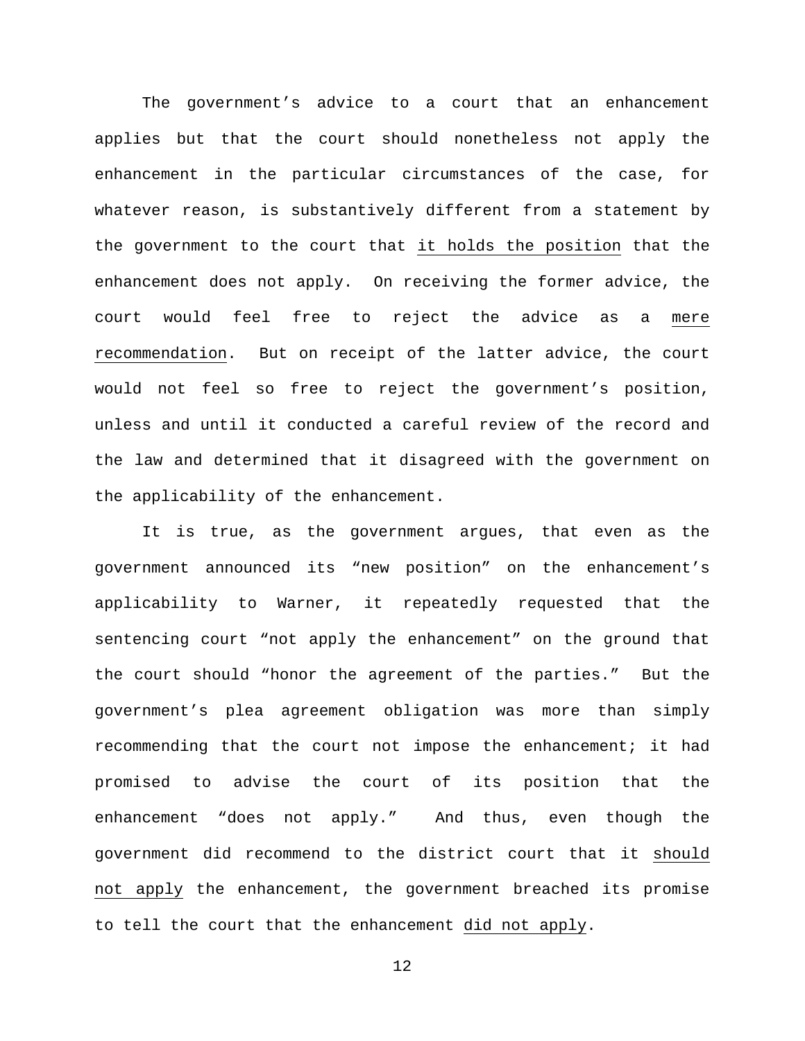The government's advice to a court that an enhancement applies but that the court should nonetheless not apply the enhancement in the particular circumstances of the case, for whatever reason, is substantively different from a statement by the government to the court that <u>it holds the position</u> that the enhancement does not apply. On receiving the former advice, the court would feel free to reject the advice as a <u>mere recommendation</u>. But on receipt of the latter advice, the court would not feel so free to reject the government's position, unless and until it conducted a careful review of the record and the law and determined that it disagreed with the government on the applicability of the enhancement.

It is true, as the government argues, that even as the government announced its "new position" on the enhancement's applicability to Warner, it repeatedly requested that the sentencing court "not apply the enhancement" on the ground that the court should "honor the agreement of the parties." But the government's plea agreement obligation was more than simply recommending that the court not impose the enhancement; it had promised to advise the court of its position that the enhancement "does not apply." And thus, even though the government did recommend to the district court that it <u>should not apply</u> the enhancement, the government breached its promise to tell the court that the enhancement <u>did not apply</u>.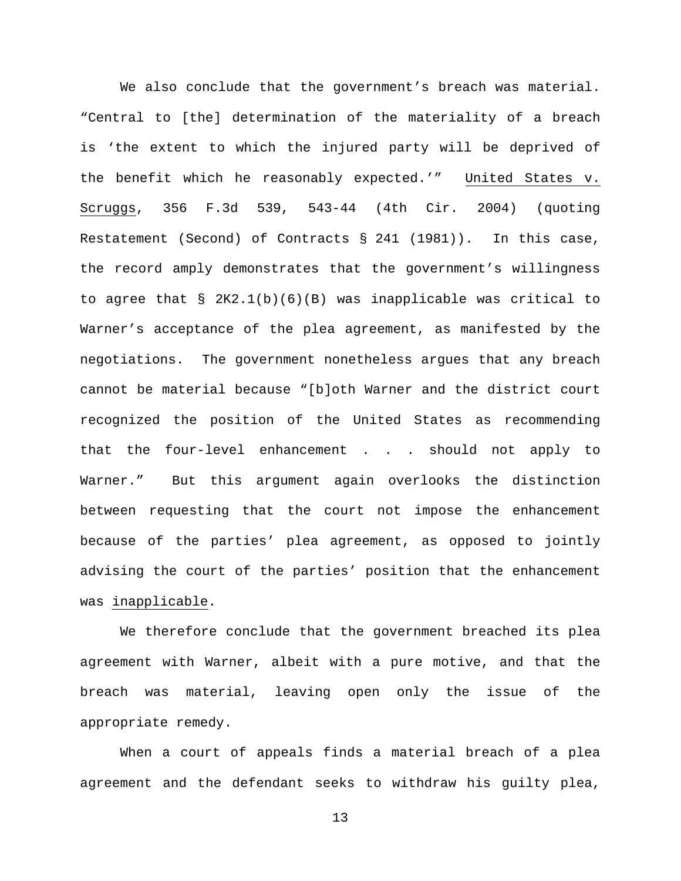We also conclude that the government's breach was material. "Central to [the] determination of the materiality of a breach is 'the extent to which the injured party will be deprived of the benefit which he reasonably expected.'" United States v. Scruggs, 356 F.3d 539, 543-44 (4th Cir. 2004) (quoting Restatement (Second) of Contracts § 241 (1981)). In this case, the record amply demonstrates that the government's willingness to agree that § 2K2.1(b)(6)(B) was inapplicable was critical to Warner's acceptance of the plea agreement, as manifested by the negotiations. The government nonetheless argues that any breach cannot be material because "[b]oth Warner and the district court recognized the position of the United States as recommending that the four-level enhancement . . . should not apply to Warner." But this argument again overlooks the distinction between requesting that the court not impose the enhancement because of the parties' plea agreement, as opposed to jointly advising the court of the parties' position that the enhancement was inapplicable.

We therefore conclude that the government breached its plea agreement with Warner, albeit with a pure motive, and that the breach was material, leaving open only the issue of the appropriate remedy.

When a court of appeals finds a material breach of a plea agreement and the defendant seeks to withdraw his guilty plea,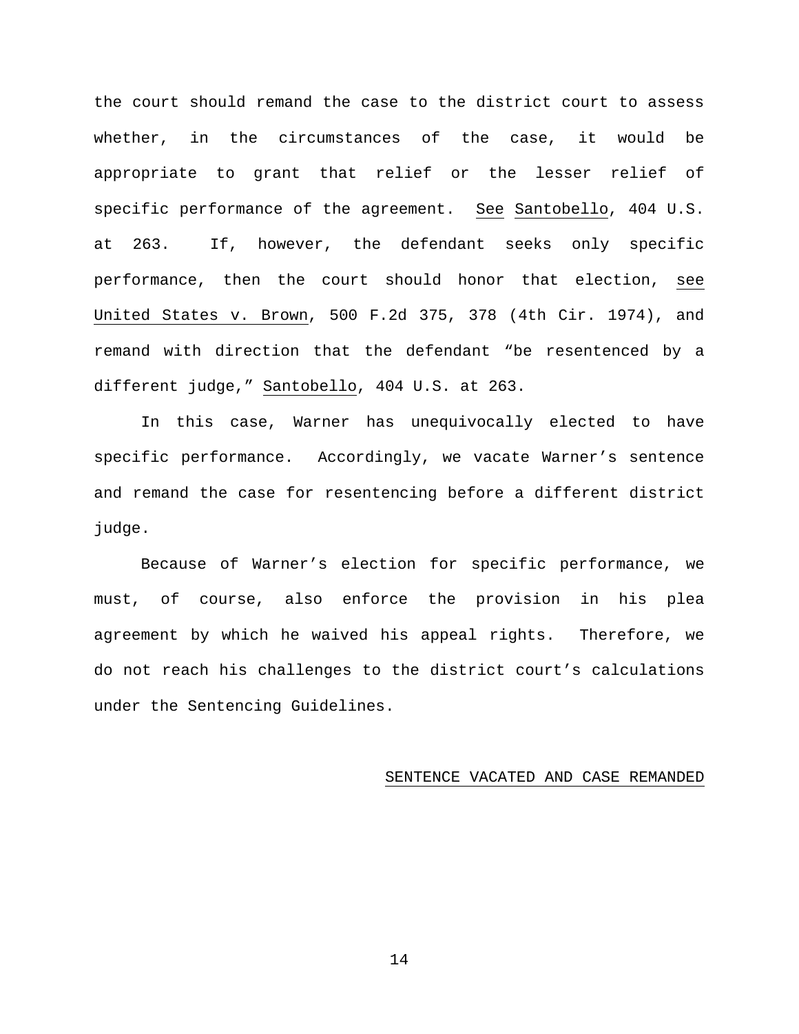the court should remand the case to the district court to assess whether, in the circumstances of the case, it would be appropriate to grant that relief or the lesser relief of specific performance of the agreement. See Santobello, 404 U.S. at 263. If, however, the defendant seeks only specific performance, then the court should honor that election, see United States v. Brown, 500 F.2d 375, 378 (4th Cir. 1974), and remand with direction that the defendant "be resentenced by a different judge," Santobello, 404 U.S. at 263.

In this case, Warner has unequivocally elected to have specific performance. Accordingly, we vacate Warner's sentence and remand the case for resentencing before a different district judge.

Because of Warner's election for specific performance, we must, of course, also enforce the provision in his plea agreement by which he waived his appeal rights. Therefore, we do not reach his challenges to the district court's calculations under the Sentencing Guidelines.

SENTENCE VACATED AND CASE REMANDED